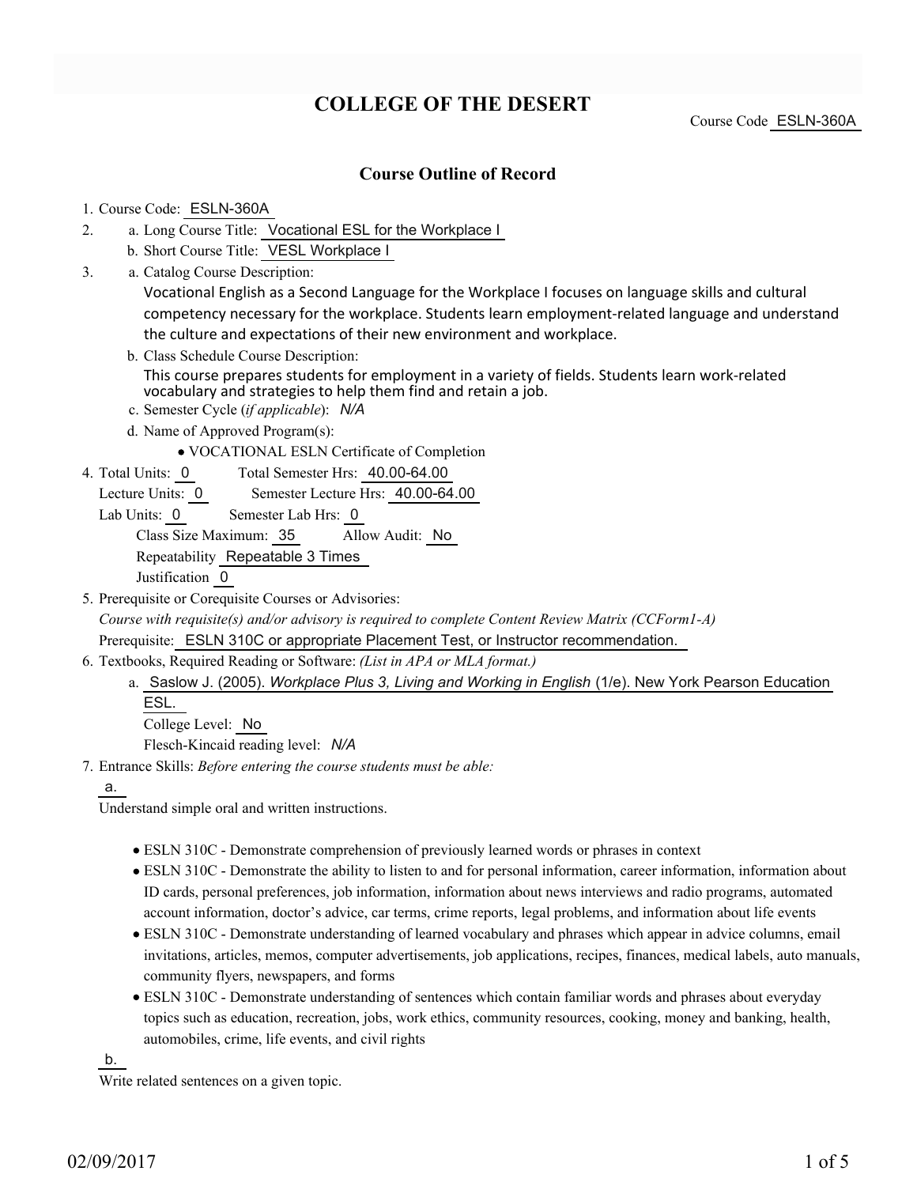# COLLEGE OF THE DESERT

Course Code ESLN-360A

## Course Outline of Record

1. Course Code: ESLN-360A
2. a. Long Course Title: Vocational ESL for the Workplace I
   b. Short Course Title: VESL Workplace I
3. a. Catalog Course Description:
   Vocational English as a Second Language for the Workplace I focuses on language skills and cultural competency necessary for the workplace. Students learn employment-related language and understand the culture and expectations of their new environment and workplace.
   b. Class Schedule Course Description:
   This course prepares students for employment in a variety of fields. Students learn work-related vocabulary and strategies to help them find and retain a job.
   c. Semester Cycle (*if applicable*): *N/A*
   d. Name of Approved Program(s):
   - VOCATIONAL ESLN Certificate of Completion
4. Total Units: 0 Total Semester Hrs: 40.00-64.00
   Lecture Units: 0 Semester Lecture Hrs: 40.00-64.00
   Lab Units: 0 Semester Lab Hrs: 0
   Class Size Maximum: 35 Allow Audit: No
   Repeatability Repeatable 3 Times
   Justification 0
5. Prerequisite or Corequisite Courses or Advisories:
   *Course with requisite(s) and/or advisory is required to complete Content Review Matrix (CCForm1-A)*
   Prerequisite: ESLN 310C or appropriate Placement Test, or Instructor recommendation.
6. Textbooks, Required Reading or Software: *(List in APA or MLA format.)*
   a. Saslow J. (2005). *Workplace Plus 3, Living and Working in English* (1/e). New York Pearson Education ESL.
   College Level: No
   Flesch-Kincaid reading level: *N/A*
7. Entrance Skills: *Before entering the course students must be able:*

   a.
   Understand simple oral and written instructions.

   - ESLN 310C - Demonstrate comprehension of previously learned words or phrases in context
   - ESLN 310C - Demonstrate the ability to listen to and for personal information, career information, information about ID cards, personal preferences, job information, information about news interviews and radio programs, automated account information, doctor's advice, car terms, crime reports, legal problems, and information about life events
   - ESLN 310C - Demonstrate understanding of learned vocabulary and phrases which appear in advice columns, email invitations, articles, memos, computer advertisements, job applications, recipes, finances, medical labels, auto manuals, community flyers, newspapers, and forms
   - ESLN 310C - Demonstrate understanding of sentences which contain familiar words and phrases about everyday topics such as education, recreation, jobs, work ethics, community resources, cooking, money and banking, health, automobiles, crime, life events, and civil rights

   b.
   Write related sentences on a given topic.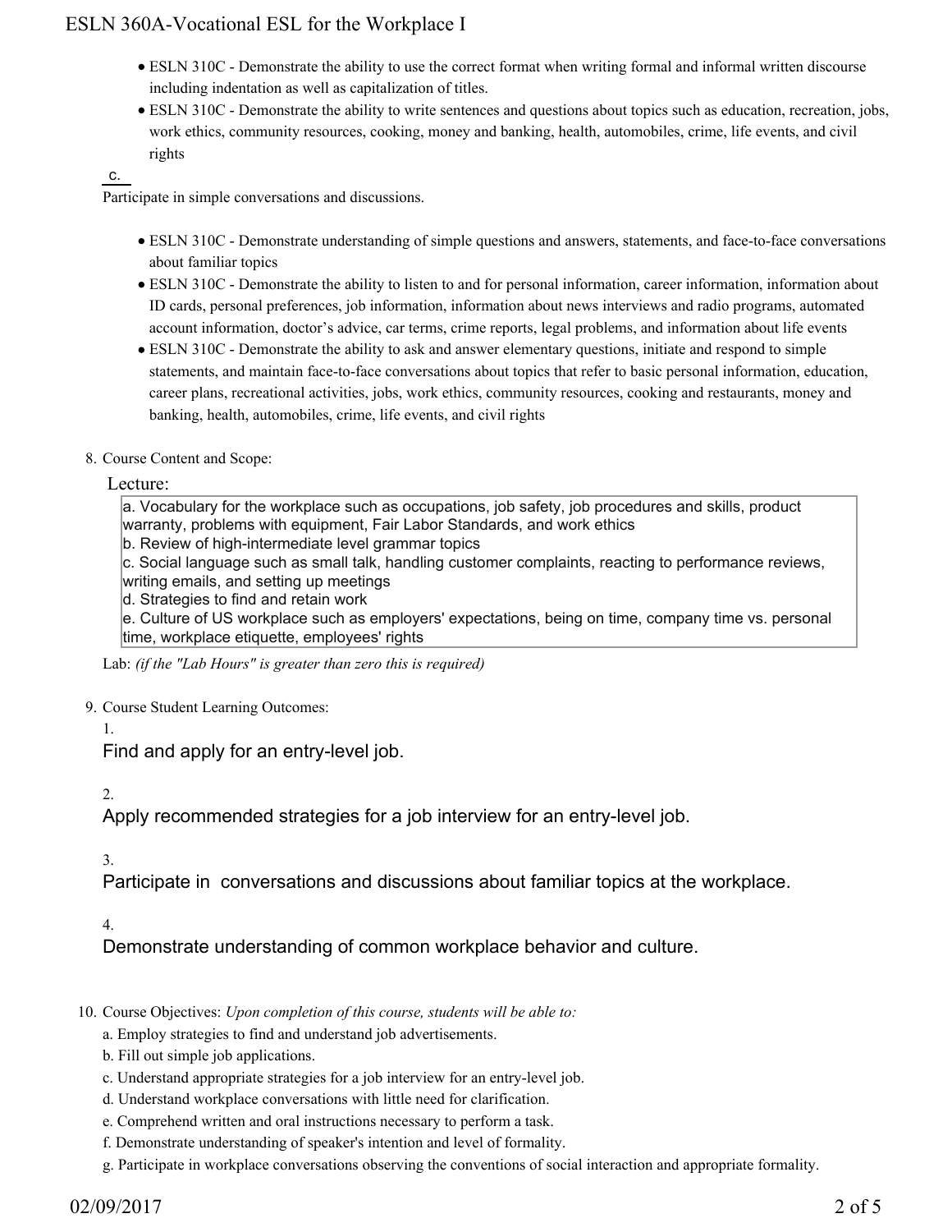- ESLN 310C - Demonstrate the ability to use the correct format when writing formal and informal written discourse including indentation as well as capitalization of titles.
- ESLN 310C - Demonstrate the ability to write sentences and questions about topics such as education, recreation, jobs, work ethics, community resources, cooking, money and banking, health, automobiles, crime, life events, and civil rights

c.

Participate in simple conversations and discussions.

- ESLN 310C - Demonstrate understanding of simple questions and answers, statements, and face-to-face conversations about familiar topics
- ESLN 310C - Demonstrate the ability to listen to and for personal information, career information, information about ID cards, personal preferences, job information, information about news interviews and radio programs, automated account information, doctor's advice, car terms, crime reports, legal problems, and information about life events
- ESLN 310C - Demonstrate the ability to ask and answer elementary questions, initiate and respond to simple statements, and maintain face-to-face conversations about topics that refer to basic personal information, education, career plans, recreational activities, jobs, work ethics, community resources, cooking and restaurants, money and banking, health, automobiles, crime, life events, and civil rights

8. Course Content and Scope:

Lecture:

a. Vocabulary for the workplace such as occupations, job safety, job procedures and skills, product warranty, problems with equipment, Fair Labor Standards, and work ethics
b. Review of high-intermediate level grammar topics
c. Social language such as small talk, handling customer complaints, reacting to performance reviews, writing emails, and setting up meetings
d. Strategies to find and retain work
e. Culture of US workplace such as employers' expectations, being on time, company time vs. personal time, workplace etiquette, employees' rights

Lab: *(if the "Lab Hours" is greater than zero this is required)*

9. Course Student Learning Outcomes:

1. Find and apply for an entry-level job.

2. Apply recommended strategies for a job interview for an entry-level job.

3. Participate in conversations and discussions about familiar topics at the workplace.

4. Demonstrate understanding of common workplace behavior and culture.

10. Course Objectives: *Upon completion of this course, students will be able to:*

a. Employ strategies to find and understand job advertisements.
b. Fill out simple job applications.
c. Understand appropriate strategies for a job interview for an entry-level job.
d. Understand workplace conversations with little need for clarification.
e. Comprehend written and oral instructions necessary to perform a task.
f. Demonstrate understanding of speaker's intention and level of formality.
g. Participate in workplace conversations observing the conventions of social interaction and appropriate formality.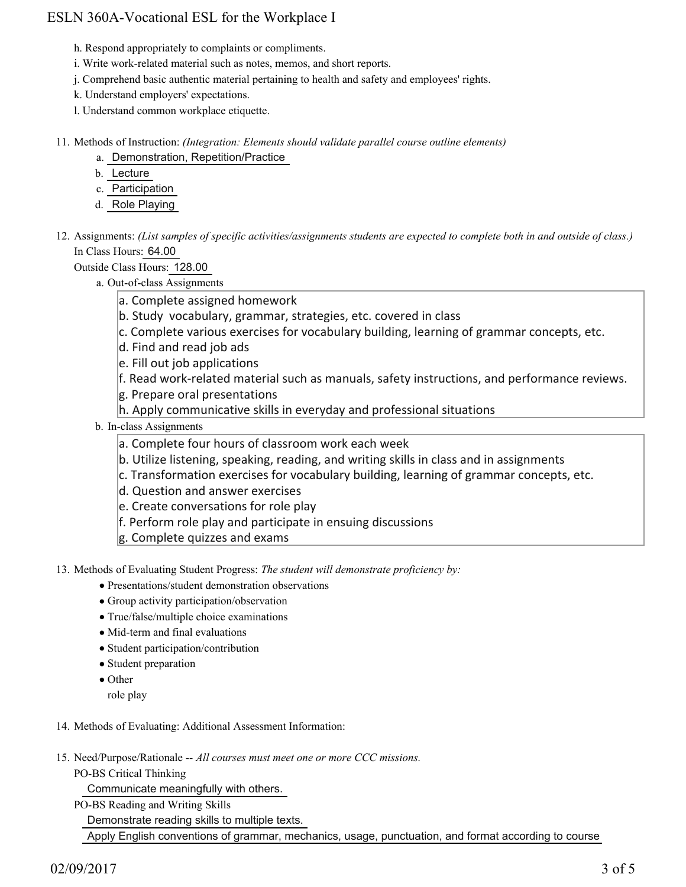h. Respond appropriately to complaints or compliments.
i. Write work-related material such as notes, memos, and short reports.
j. Comprehend basic authentic material pertaining to health and safety and employees' rights.
k. Understand employers' expectations.
l. Understand common workplace etiquette.

11. Methods of Instruction: *(Integration: Elements should validate parallel course outline elements)*
    a. Demonstration, Repetition/Practice
    b. Lecture
    c. Participation
    d. Role Playing

12. Assignments: *(List samples of specific activities/assignments students are expected to complete both in and outside of class.)*
    In Class Hours: 64.00
    Outside Class Hours: 128.00
    a. Out-of-class Assignments
       a. Complete assigned homework
       b. Study vocabulary, grammar, strategies, etc. covered in class
       c. Complete various exercises for vocabulary building, learning of grammar concepts, etc.
       d. Find and read job ads
       e. Fill out job applications
       f. Read work-related material such as manuals, safety instructions, and performance reviews.
       g. Prepare oral presentations
       h. Apply communicative skills in everyday and professional situations
    b. In-class Assignments
       a. Complete four hours of classroom work each week
       b. Utilize listening, speaking, reading, and writing skills in class and in assignments
       c. Transformation exercises for vocabulary building, learning of grammar concepts, etc.
       d. Question and answer exercises
       e. Create conversations for role play
       f. Perform role play and participate in ensuing discussions
       g. Complete quizzes and exams

13. Methods of Evaluating Student Progress: *The student will demonstrate proficiency by:*
    - Presentations/student demonstration observations
    - Group activity participation/observation
    - True/false/multiple choice examinations
    - Mid-term and final evaluations
    - Student participation/contribution
    - Student preparation
    - Other
      role play

14. Methods of Evaluating: Additional Assessment Information:

15. Need/Purpose/Rationale -- *All courses must meet one or more CCC missions.*
    PO-BS Critical Thinking
    Communicate meaningfully with others.
    PO-BS Reading and Writing Skills
    Demonstrate reading skills to multiple texts.
    Apply English conventions of grammar, mechanics, usage, punctuation, and format according to course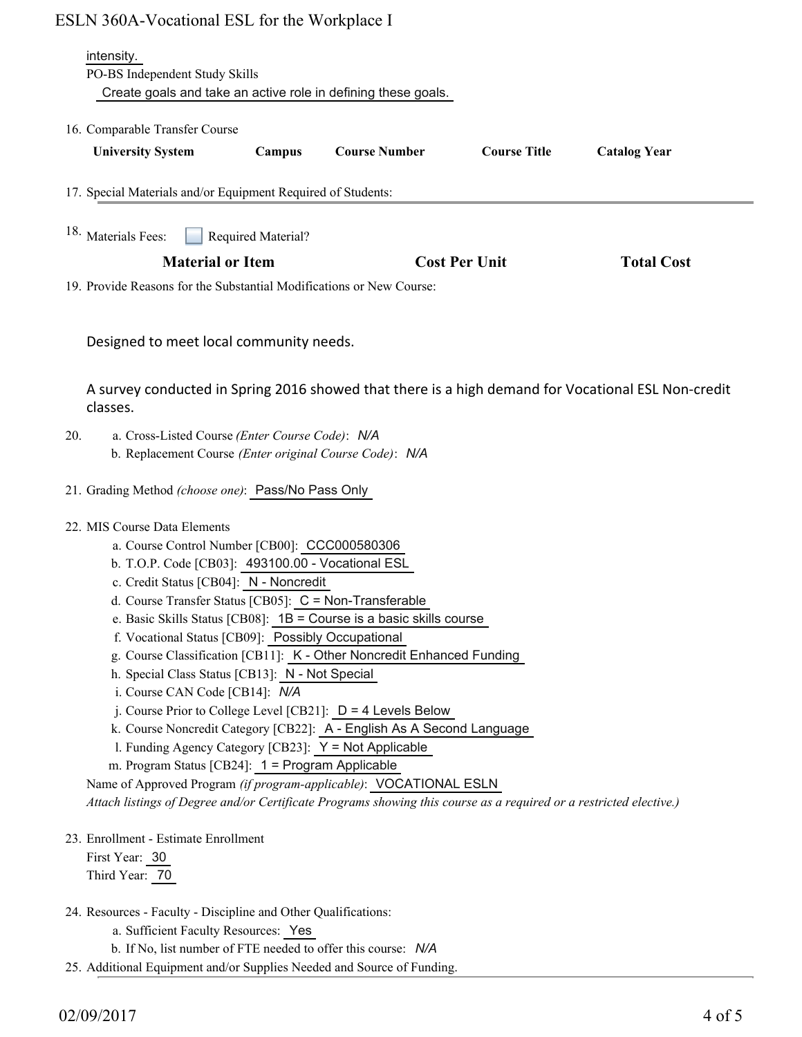intensity.

PO-BS Independent Study Skills

Create goals and take an active role in defining these goals.

16. Comparable Transfer Course

| University System | Campus | Course Number | Course Title | Catalog Year |
|---|---|---|---|---|

17. Special Materials and/or Equipment Required of Students:

18. Materials Fees: ☐ Required Material?

| Material or Item | Cost Per Unit | Total Cost |
|---|---|---|

19. Provide Reasons for the Substantial Modifications or New Course:

Designed to meet local community needs.

A survey conducted in Spring 2016 showed that there is a high demand for Vocational ESL Non-credit classes.

20.
   a. Cross-Listed Course *(Enter Course Code)*: *N/A*
   b. Replacement Course *(Enter original Course Code)*: *N/A*

21. Grading Method *(choose one)*: Pass/No Pass Only

22. MIS Course Data Elements
   a. Course Control Number [CB00]: CCC000580306
   b. T.O.P. Code [CB03]: 493100.00 - Vocational ESL
   c. Credit Status [CB04]: N - Noncredit
   d. Course Transfer Status [CB05]: C = Non-Transferable
   e. Basic Skills Status [CB08]: 1B = Course is a basic skills course
   f. Vocational Status [CB09]: Possibly Occupational
   g. Course Classification [CB11]: K - Other Noncredit Enhanced Funding
   h. Special Class Status [CB13]: N - Not Special
   i. Course CAN Code [CB14]: *N/A*
   j. Course Prior to College Level [CB21]: D = 4 Levels Below
   k. Course Noncredit Category [CB22]: A - English As A Second Language
   l. Funding Agency Category [CB23]: Y = Not Applicable
   m. Program Status [CB24]: 1 = Program Applicable

   Name of Approved Program *(if program-applicable)*: VOCATIONAL ESLN

   *Attach listings of Degree and/or Certificate Programs showing this course as a required or a restricted elective.)*

23. Enrollment - Estimate Enrollment

   First Year: 30

   Third Year: 70

24. Resources - Faculty - Discipline and Other Qualifications:
   a. Sufficient Faculty Resources: Yes
   b. If No, list number of FTE needed to offer this course: *N/A*

25. Additional Equipment and/or Supplies Needed and Source of Funding.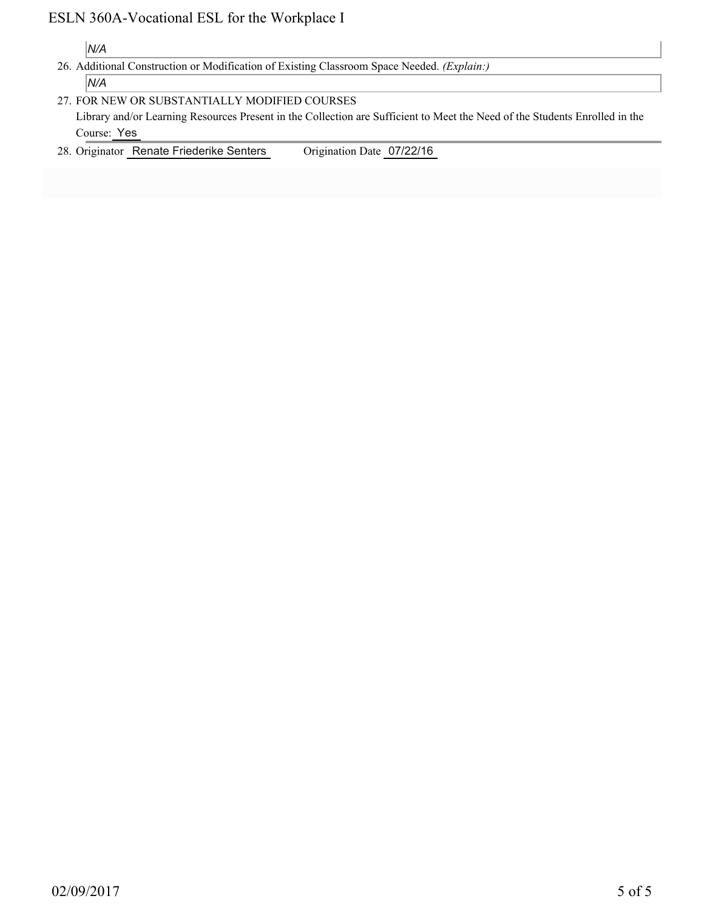*N/A*

26. Additional Construction or Modification of Existing Classroom Space Needed. *(Explain:)*

    *N/A*

27. FOR NEW OR SUBSTANTIALLY MODIFIED COURSES

    Library and/or Learning Resources Present in the Collection are Sufficient to Meet the Need of the Students Enrolled in the Course: Yes

28. Originator Renate Friederike Senters Origination Date 07/22/16